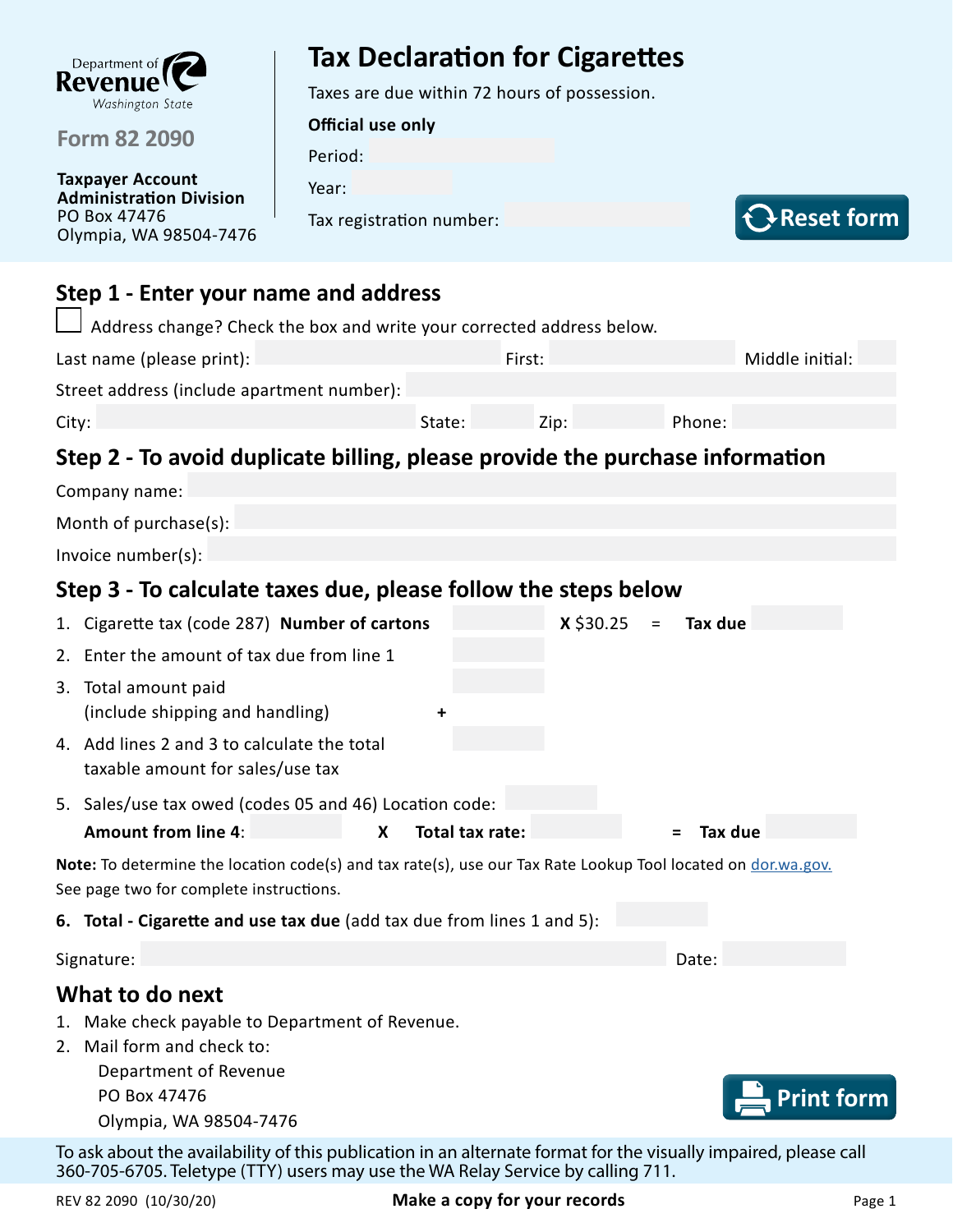Department of Revenue
Washington State

**Form 82 2090**

**Taxpayer Account Administration Division**
PO Box 47476
Olympia, WA 98504-7476

# Tax Declaration for Cigarettes

Taxes are due within 72 hours of possession.

**Official use only**

Period:

Year:

Tax registration number:

Reset form

## Step 1 - Enter your name and address

☐ Address change? Check the box and write your corrected address below.

Last name (please print): First: Middle initial:

Street address (include apartment number):

City: State: Zip: Phone:

## Step 2 - To avoid duplicate billing, please provide the purchase information

Company name:

Month of purchase(s):

Invoice number(s):

## Step 3 - To calculate taxes due, please follow the steps below

1. Cigarette tax (code 287) **Number of cartons** ______ **X** $30.25 = **Tax due** ______
2. Enter the amount of tax due from line 1 ______
3. Total amount paid (include shipping and handling) + ______
4. Add lines 2 and 3 to calculate the total taxable amount for sales/use tax ______
5. Sales/use tax owed (codes 05 and 46) Location code: ______
   **Amount from line 4**: ______ **X** **Total tax rate:** ______ = **Tax due** ______

**Note:** To determine the location code(s) and tax rate(s), use our Tax Rate Lookup Tool located on dor.wa.gov. See page two for complete instructions.

6. **Total - Cigarette and use tax due** (add tax due from lines 1 and 5): ______

Signature: Date:

## What to do next

1. Make check payable to Department of Revenue.
2. Mail form and check to:
   Department of Revenue
   PO Box 47476
   Olympia, WA 98504-7476

Print form

To ask about the availability of this publication in an alternate format for the visually impaired, please call 360-705-6705. Teletype (TTY) users may use the WA Relay Service by calling 711.

REV 82 2090 (10/30/20) **Make a copy for your records**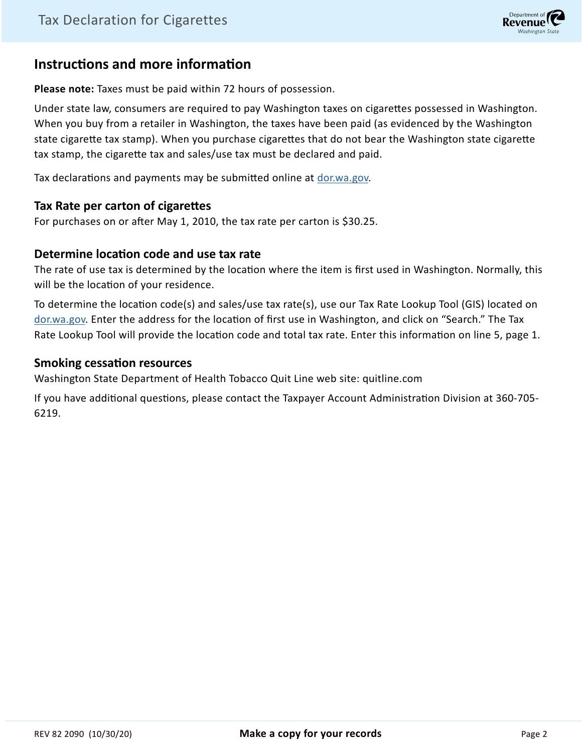## Instructions and more information

**Please note:** Taxes must be paid within 72 hours of possession.

Under state law, consumers are required to pay Washington taxes on cigarettes possessed in Washington. When you buy from a retailer in Washington, the taxes have been paid (as evidenced by the Washington state cigarette tax stamp). When you purchase cigarettes that do not bear the Washington state cigarette tax stamp, the cigarette tax and sales/use tax must be declared and paid.

Tax declarations and payments may be submitted online at dor.wa.gov.

### Tax Rate per carton of cigarettes

For purchases on or after May 1, 2010, the tax rate per carton is $30.25.

### Determine location code and use tax rate

The rate of use tax is determined by the location where the item is first used in Washington. Normally, this will be the location of your residence.

To determine the location code(s) and sales/use tax rate(s), use our Tax Rate Lookup Tool (GIS) located on dor.wa.gov. Enter the address for the location of first use in Washington, and click on "Search." The Tax Rate Lookup Tool will provide the location code and total tax rate. Enter this information on line 5, page 1.

### Smoking cessation resources

Washington State Department of Health Tobacco Quit Line web site: quitline.com

If you have additional questions, please contact the Taxpayer Account Administration Division at 360-705-6219.

REV 82 2090 (10/30/20)

**Make a copy for your records**